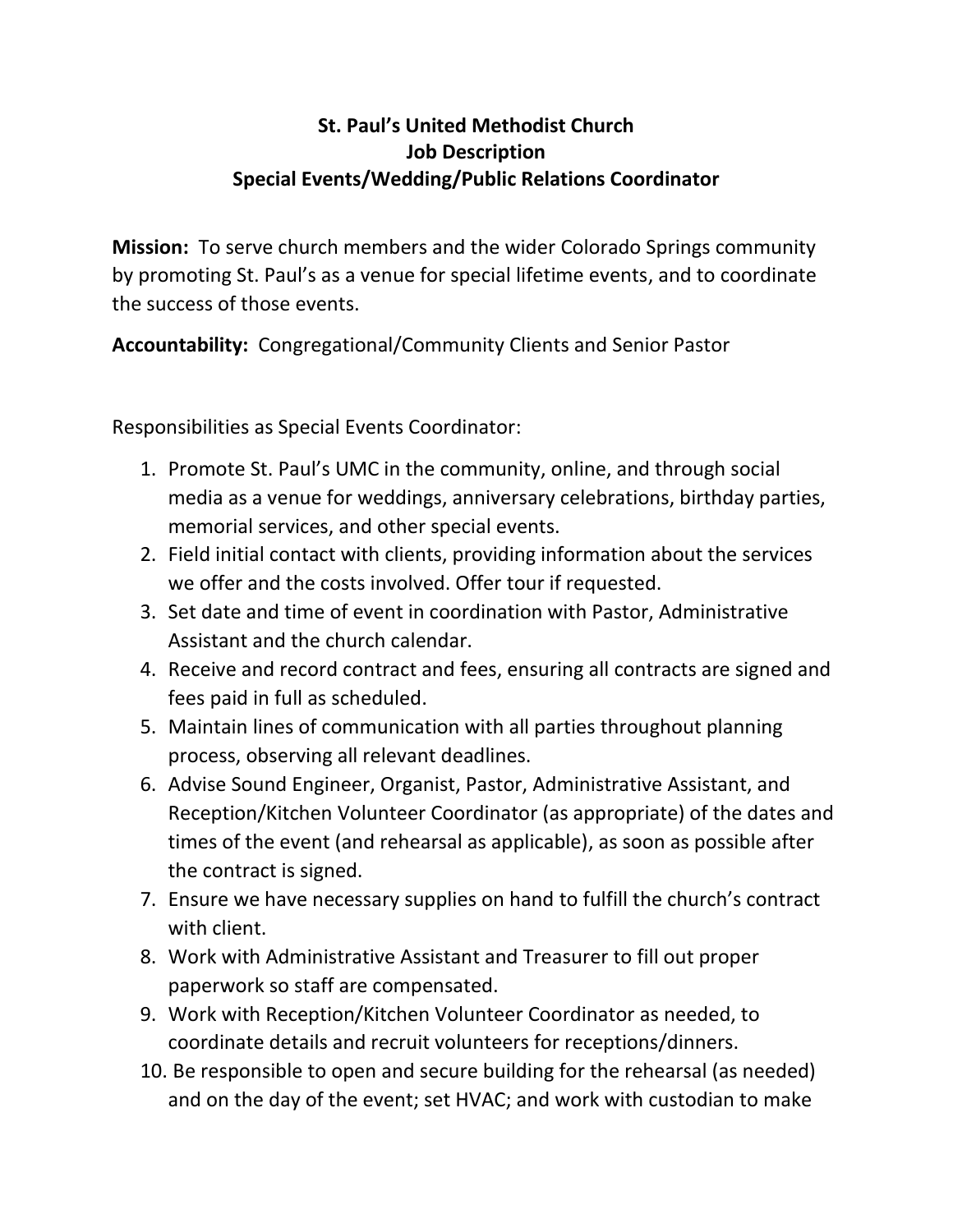# St. Paul's United Methodist Church
## Job Description
## Special Events/Wedding/Public Relations Coordinator

**Mission:** To serve church members and the wider Colorado Springs community by promoting St. Paul's as a venue for special lifetime events, and to coordinate the success of those events.

**Accountability:** Congregational/Community Clients and Senior Pastor

Responsibilities as Special Events Coordinator:

1. Promote St. Paul's UMC in the community, online, and through social media as a venue for weddings, anniversary celebrations, birthday parties, memorial services, and other special events.
2. Field initial contact with clients, providing information about the services we offer and the costs involved. Offer tour if requested.
3. Set date and time of event in coordination with Pastor, Administrative Assistant and the church calendar.
4. Receive and record contract and fees, ensuring all contracts are signed and fees paid in full as scheduled.
5. Maintain lines of communication with all parties throughout planning process, observing all relevant deadlines.
6. Advise Sound Engineer, Organist, Pastor, Administrative Assistant, and Reception/Kitchen Volunteer Coordinator (as appropriate) of the dates and times of the event (and rehearsal as applicable), as soon as possible after the contract is signed.
7. Ensure we have necessary supplies on hand to fulfill the church's contract with client.
8. Work with Administrative Assistant and Treasurer to fill out proper paperwork so staff are compensated.
9. Work with Reception/Kitchen Volunteer Coordinator as needed, to coordinate details and recruit volunteers for receptions/dinners.
10. Be responsible to open and secure building for the rehearsal (as needed) and on the day of the event; set HVAC; and work with custodian to make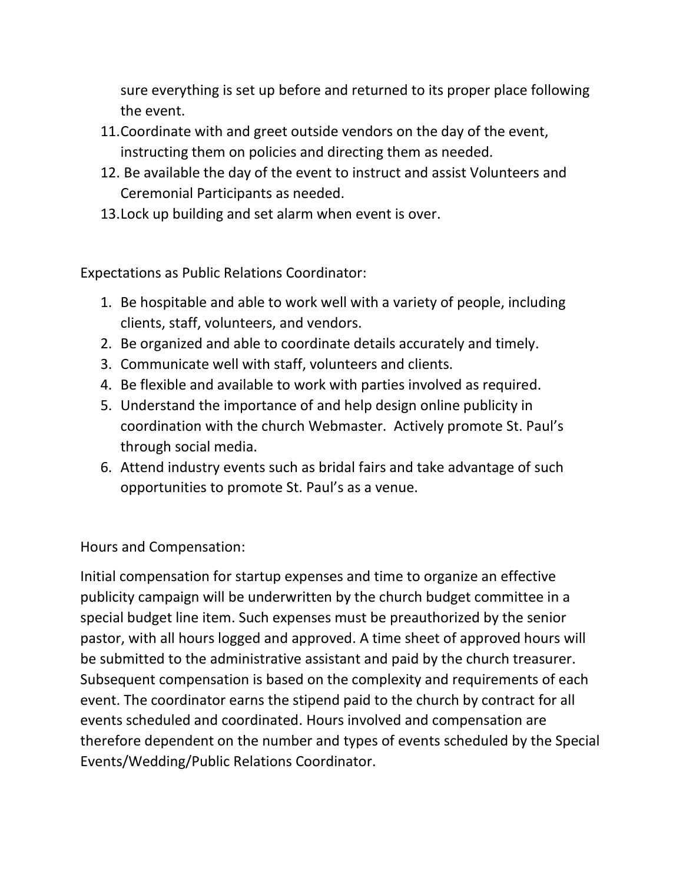sure everything is set up before and returned to its proper place following the event.

11. Coordinate with and greet outside vendors on the day of the event, instructing them on policies and directing them as needed.
12. Be available the day of the event to instruct and assist Volunteers and Ceremonial Participants as needed.
13. Lock up building and set alarm when event is over.

Expectations as Public Relations Coordinator:

1. Be hospitable and able to work well with a variety of people, including clients, staff, volunteers, and vendors.
2. Be organized and able to coordinate details accurately and timely.
3. Communicate well with staff, volunteers and clients.
4. Be flexible and available to work with parties involved as required.
5. Understand the importance of and help design online publicity in coordination with the church Webmaster. Actively promote St. Paul's through social media.
6. Attend industry events such as bridal fairs and take advantage of such opportunities to promote St. Paul's as a venue.

Hours and Compensation:

Initial compensation for startup expenses and time to organize an effective publicity campaign will be underwritten by the church budget committee in a special budget line item. Such expenses must be preauthorized by the senior pastor, with all hours logged and approved. A time sheet of approved hours will be submitted to the administrative assistant and paid by the church treasurer. Subsequent compensation is based on the complexity and requirements of each event. The coordinator earns the stipend paid to the church by contract for all events scheduled and coordinated. Hours involved and compensation are therefore dependent on the number and types of events scheduled by the Special Events/Wedding/Public Relations Coordinator.